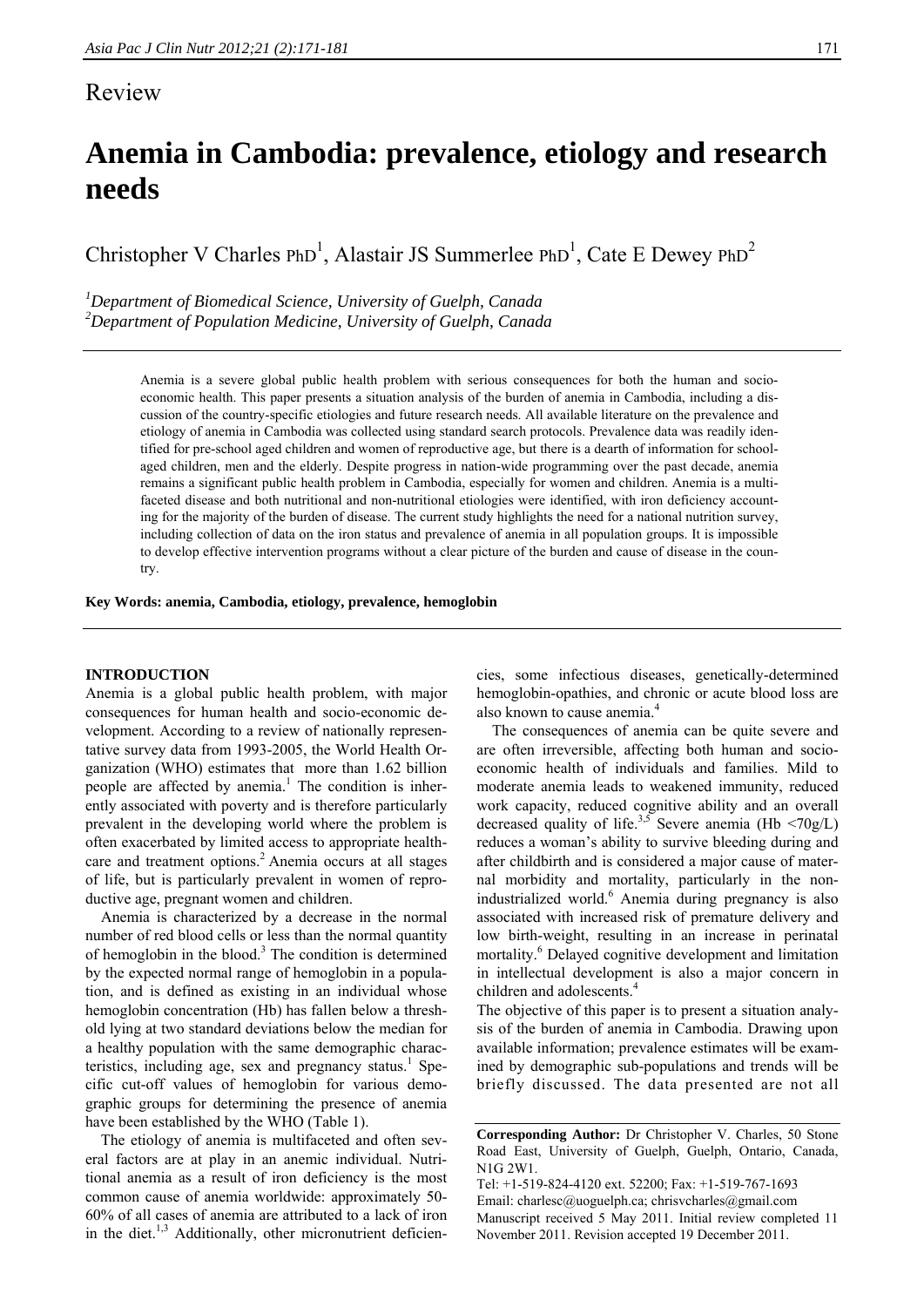## Review

# Anemia in Cambodia: prevalence, etiology and research needs

Christopher V Charles PhD[1], Alastair JS Summerlee PhD[1], Cate E Dewey PhD[2]

[1]*Department of Biomedical Science, University of Guelph, Canada*
[2]*Department of Population Medicine, University of Guelph, Canada*

Anemia is a severe global public health problem with serious consequences for both the human and socio-economic health. This paper presents a situation analysis of the burden of anemia in Cambodia, including a discussion of the country-specific etiologies and future research needs. All available literature on the prevalence and etiology of anemia in Cambodia was collected using standard search protocols. Prevalence data was readily identified for pre-school aged children and women of reproductive age, but there is a dearth of information for school-aged children, men and the elderly. Despite progress in nation-wide programming over the past decade, anemia remains a significant public health problem in Cambodia, especially for women and children. Anemia is a multi-faceted disease and both nutritional and non-nutritional etiologies were identified, with iron deficiency accounting for the majority of the burden of disease. The current study highlights the need for a national nutrition survey, including collection of data on the iron status and prevalence of anemia in all population groups. It is impossible to develop effective intervention programs without a clear picture of the burden and cause of disease in the country.

**Key Words: anemia, Cambodia, etiology, prevalence, hemoglobin**

### INTRODUCTION

Anemia is a global public health problem, with major consequences for human health and socio-economic development. According to a review of nationally representative survey data from 1993-2005, the World Health Organization (WHO) estimates that more than 1.62 billion people are affected by anemia.[1] The condition is inherently associated with poverty and is therefore particularly prevalent in the developing world where the problem is often exacerbated by limited access to appropriate healthcare and treatment options.[2] Anemia occurs at all stages of life, but is particularly prevalent in women of reproductive age, pregnant women and children.

Anemia is characterized by a decrease in the normal number of red blood cells or less than the normal quantity of hemoglobin in the blood.[3] The condition is determined by the expected normal range of hemoglobin in a population, and is defined as existing in an individual whose hemoglobin concentration (Hb) has fallen below a threshold lying at two standard deviations below the median for a healthy population with the same demographic characteristics, including age, sex and pregnancy status.[1] Specific cut-off values of hemoglobin for various demographic groups for determining the presence of anemia have been established by the WHO (Table 1).

The etiology of anemia is multifaceted and often several factors are at play in an anemic individual. Nutritional anemia as a result of iron deficiency is the most common cause of anemia worldwide: approximately 50-60% of all cases of anemia are attributed to a lack of iron in the diet.[1,3] Additionally, other micronutrient deficiencies, some infectious diseases, genetically-determined hemoglobin-opathies, and chronic or acute blood loss are also known to cause anemia.[4]

The consequences of anemia can be quite severe and are often irreversible, affecting both human and socio-economic health of individuals and families. Mild to moderate anemia leads to weakened immunity, reduced work capacity, reduced cognitive ability and an overall decreased quality of life.[3,5] Severe anemia (Hb <70g/L) reduces a woman's ability to survive bleeding during and after childbirth and is considered a major cause of maternal morbidity and mortality, particularly in the non-industrialized world.[6] Anemia during pregnancy is also associated with increased risk of premature delivery and low birth-weight, resulting in an increase in perinatal mortality.[6] Delayed cognitive development and limitation in intellectual development is also a major concern in children and adolescents.[4]

The objective of this paper is to present a situation analysis of the burden of anemia in Cambodia. Drawing upon available information; prevalence estimates will be examined by demographic sub-populations and trends will be briefly discussed. The data presented are not all

**Corresponding Author:** Dr Christopher V. Charles, 50 Stone Road East, University of Guelph, Guelph, Ontario, Canada, N1G 2W1.
Tel: +1-519-824-4120 ext. 52200; Fax: +1-519-767-1693
Email: charlesc@uoguelph.ca; chrisvcharles@gmail.com
Manuscript received 5 May 2011. Initial review completed 11 November 2011. Revision accepted 19 December 2011.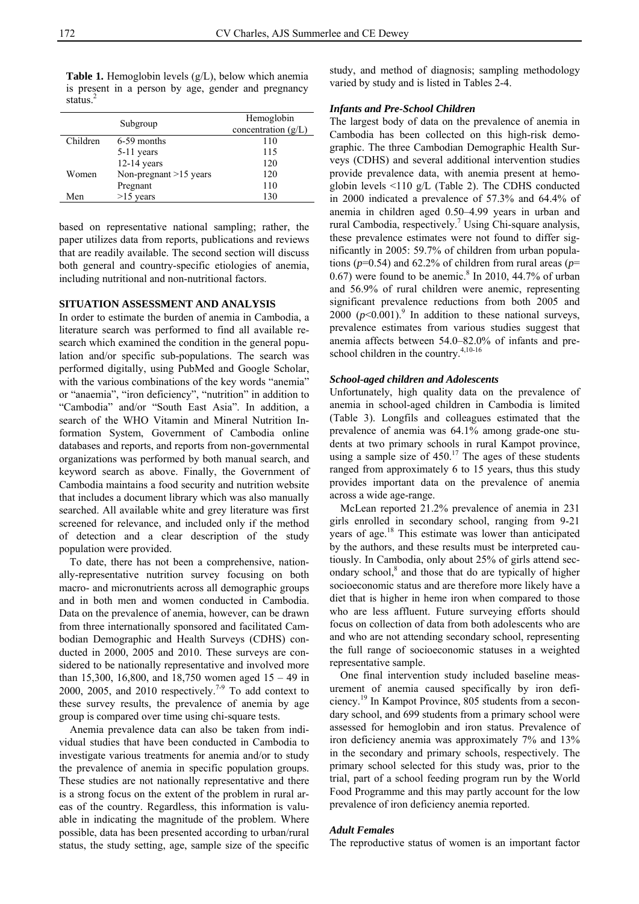**Table 1.** Hemoglobin levels (g/L), below which anemia is present in a person by age, gender and pregnancy status.[2]

| Subgroup | | Hemoglobin concentration (g/L) |
|---|---|---|
| Children | 6-59 months | 110 |
| | 5-11 years | 115 |
| | 12-14 years | 120 |
| Women | Non-pregnant >15 years | 120 |
| | Pregnant | 110 |
| Men | >15 years | 130 |

based on representative national sampling; rather, the paper utilizes data from reports, publications and reviews that are readily available. The second section will discuss both general and country-specific etiologies of anemia, including nutritional and non-nutritional factors.

## SITUATION ASSESSMENT AND ANALYSIS

In order to estimate the burden of anemia in Cambodia, a literature search was performed to find all available research which examined the condition in the general population and/or specific sub-populations. The search was performed digitally, using PubMed and Google Scholar, with the various combinations of the key words "anemia" or "anaemia", "iron deficiency", "nutrition" in addition to "Cambodia" and/or "South East Asia". In addition, a search of the WHO Vitamin and Mineral Nutrition Information System, Government of Cambodia online databases and reports, and reports from non-governmental organizations was performed by both manual search, and keyword search as above. Finally, the Government of Cambodia maintains a food security and nutrition website that includes a document library which was also manually searched. All available white and grey literature was first screened for relevance, and included only if the method of detection and a clear description of the study population were provided.

To date, there has not been a comprehensive, nationally-representative nutrition survey focusing on both macro- and micronutrients across all demographic groups and in both men and women conducted in Cambodia. Data on the prevalence of anemia, however, can be drawn from three internationally sponsored and facilitated Cambodian Demographic and Health Surveys (CDHS) conducted in 2000, 2005 and 2010. These surveys are considered to be nationally representative and involved more than 15,300, 16,800, and 18,750 women aged 15 – 49 in 2000, 2005, and 2010 respectively.[7-9] To add context to these survey results, the prevalence of anemia by age group is compared over time using chi-square tests.

Anemia prevalence data can also be taken from individual studies that have been conducted in Cambodia to investigate various treatments for anemia and/or to study the prevalence of anemia in specific population groups. These studies are not nationally representative and there is a strong focus on the extent of the problem in rural areas of the country. Regardless, this information is valuable in indicating the magnitude of the problem. Where possible, data has been presented according to urban/rural status, the study setting, age, sample size of the specific study, and method of diagnosis; sampling methodology varied by study and is listed in Tables 2-4.

### *Infants and Pre-School Children*

The largest body of data on the prevalence of anemia in Cambodia has been collected on this high-risk demographic. The three Cambodian Demographic Health Surveys (CDHS) and several additional intervention studies provide prevalence data, with anemia present at hemoglobin levels <110 g/L (Table 2). The CDHS conducted in 2000 indicated a prevalence of 57.3% and 64.4% of anemia in children aged 0.50–4.99 years in urban and rural Cambodia, respectively.[7] Using Chi-square analysis, these prevalence estimates were not found to differ significantly in 2005: 59.7% of children from urban populations ($p$=0.54) and 62.2% of children from rural areas ($p$= 0.67) were found to be anemic.[8] In 2010, 44.7% of urban and 56.9% of rural children were anemic, representing significant prevalence reductions from both 2005 and 2000 ($p$<0.001).[9] In addition to these national surveys, prevalence estimates from various studies suggest that anemia affects between 54.0–82.0% of infants and preschool children in the country.[4,10-16]

### *School-aged children and Adolescents*

Unfortunately, high quality data on the prevalence of anemia in school-aged children in Cambodia is limited (Table 3). Longfils and colleagues estimated that the prevalence of anemia was 64.1% among grade-one students at two primary schools in rural Kampot province, using a sample size of 450.[17] The ages of these students ranged from approximately 6 to 15 years, thus this study provides important data on the prevalence of anemia across a wide age-range.

McLean reported 21.2% prevalence of anemia in 231 girls enrolled in secondary school, ranging from 9-21 years of age.[18] This estimate was lower than anticipated by the authors, and these results must be interpreted cautiously. In Cambodia, only about 25% of girls attend secondary school,[8] and those that do are typically of higher socioeconomic status and are therefore more likely have a diet that is higher in heme iron when compared to those who are less affluent. Future surveying efforts should focus on collection of data from both adolescents who are and who are not attending secondary school, representing the full range of socioeconomic statuses in a weighted representative sample.

One final intervention study included baseline measurement of anemia caused specifically by iron deficiency.[19] In Kampot Province, 805 students from a secondary school, and 699 students from a primary school were assessed for hemoglobin and iron status. Prevalence of iron deficiency anemia was approximately 7% and 13% in the secondary and primary schools, respectively. The primary school selected for this study was, prior to the trial, part of a school feeding program run by the World Food Programme and this may partly account for the low prevalence of iron deficiency anemia reported.

### *Adult Females*

The reproductive status of women is an important factor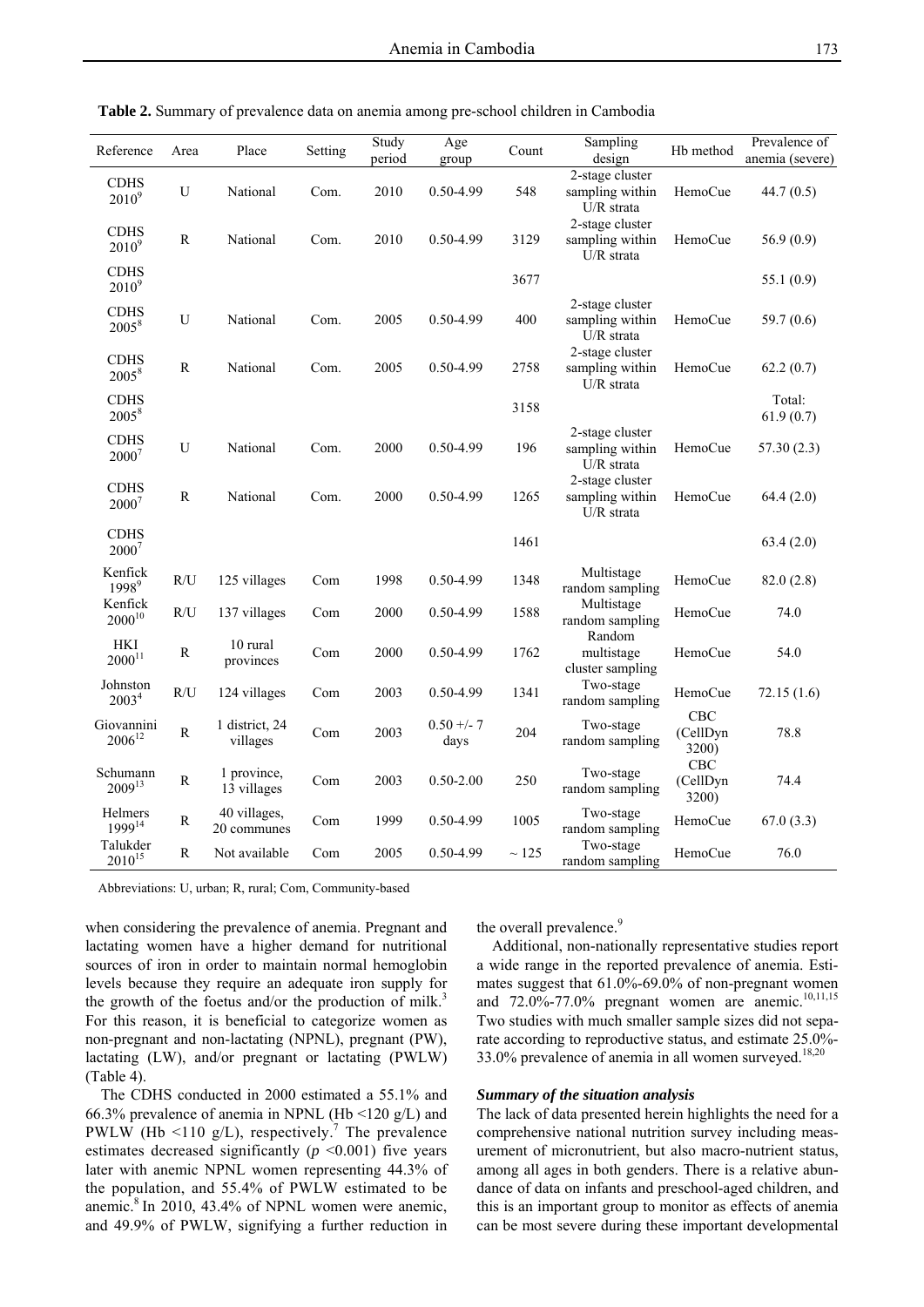**Table 2.** Summary of prevalence data on anemia among pre-school children in Cambodia

| Reference | Area | Place | Setting | Study period | Age group | Count | Sampling design | Hb method | Prevalence of anemia (severe) |
|---|---|---|---|---|---|---|---|---|---|
| CDHS 2010[9] | U | National | Com. | 2010 | 0.50-4.99 | 548 | 2-stage cluster sampling within U/R strata | HemoCue | 44.7 (0.5) |
| CDHS 2010[9] | R | National | Com. | 2010 | 0.50-4.99 | 3129 | 2-stage cluster sampling within U/R strata | HemoCue | 56.9 (0.9) |
| CDHS 2010[9] | | | | | | 3677 | | | 55.1 (0.9) |
| CDHS 2005[8] | U | National | Com. | 2005 | 0.50-4.99 | 400 | 2-stage cluster sampling within U/R strata | HemoCue | 59.7 (0.6) |
| CDHS 2005[8] | R | National | Com. | 2005 | 0.50-4.99 | 2758 | 2-stage cluster sampling within U/R strata | HemoCue | 62.2 (0.7) |
| CDHS 2005[8] | | | | | | 3158 | | | Total: 61.9 (0.7) |
| CDHS 2000[7] | U | National | Com. | 2000 | 0.50-4.99 | 196 | 2-stage cluster sampling within U/R strata | HemoCue | 57.30 (2.3) |
| CDHS 2000[7] | R | National | Com. | 2000 | 0.50-4.99 | 1265 | 2-stage cluster sampling within U/R strata | HemoCue | 64.4 (2.0) |
| CDHS 2000[7] | | | | | | 1461 | | | 63.4 (2.0) |
| Kenfick 1998[9] | R/U | 125 villages | Com | 1998 | 0.50-4.99 | 1348 | Multistage random sampling | HemoCue | 82.0 (2.8) |
| Kenfick 2000[10] | R/U | 137 villages | Com | 2000 | 0.50-4.99 | 1588 | Multistage random sampling | HemoCue | 74.0 |
| HKI 2000[11] | R | 10 rural provinces | Com | 2000 | 0.50-4.99 | 1762 | Random multistage cluster sampling | HemoCue | 54.0 |
| Johnston 2003[4] | R/U | 124 villages | Com | 2003 | 0.50-4.99 | 1341 | Two-stage random sampling | HemoCue | 72.15 (1.6) |
| Giovannini 2006[12] | R | 1 district, 24 villages | Com | 2003 | 0.50 +/- 7 days | 204 | Two-stage random sampling | CBC (CellDyn 3200) | 78.8 |
| Schumann 2009[13] | R | 1 province, 13 villages | Com | 2003 | 0.50-2.00 | 250 | Two-stage random sampling | CBC (CellDyn 3200) | 74.4 |
| Helmers 1999[14] | R | 40 villages, 20 communes | Com | 1999 | 0.50-4.99 | 1005 | Two-stage random sampling | HemoCue | 67.0 (3.3) |
| Talukder 2010[15] | R | Not available | Com | 2005 | 0.50-4.99 | ~ 125 | Two-stage random sampling | HemoCue | 76.0 |

Abbreviations: U, urban; R, rural; Com, Community-based

when considering the prevalence of anemia. Pregnant and lactating women have a higher demand for nutritional sources of iron in order to maintain normal hemoglobin levels because they require an adequate iron supply for the growth of the foetus and/or the production of milk.[3] For this reason, it is beneficial to categorize women as non-pregnant and non-lactating (NPNL), pregnant (PW), lactating (LW), and/or pregnant or lactating (PWLW) (Table 4).

The CDHS conducted in 2000 estimated a 55.1% and 66.3% prevalence of anemia in NPNL (Hb <120 g/L) and PWLW (Hb <110 g/L), respectively.[7] The prevalence estimates decreased significantly ($p$ <0.001) five years later with anemic NPNL women representing 44.3% of the population, and 55.4% of PWLW estimated to be anemic.[8] In 2010, 43.4% of NPNL women were anemic, and 49.9% of PWLW, signifying a further reduction in the overall prevalence.[9]

Additional, non-nationally representative studies report a wide range in the reported prevalence of anemia. Estimates suggest that 61.0%-69.0% of non-pregnant women and 72.0%-77.0% pregnant women are anemic.[10,11,15] Two studies with much smaller sample sizes did not separate according to reproductive status, and estimate 25.0%-33.0% prevalence of anemia in all women surveyed.[18,20]

### *Summary of the situation analysis*

The lack of data presented herein highlights the need for a comprehensive national nutrition survey including measurement of micronutrient, but also macro-nutrient status, among all ages in both genders. There is a relative abundance of data on infants and preschool-aged children, and this is an important group to monitor as effects of anemia can be most severe during these important developmental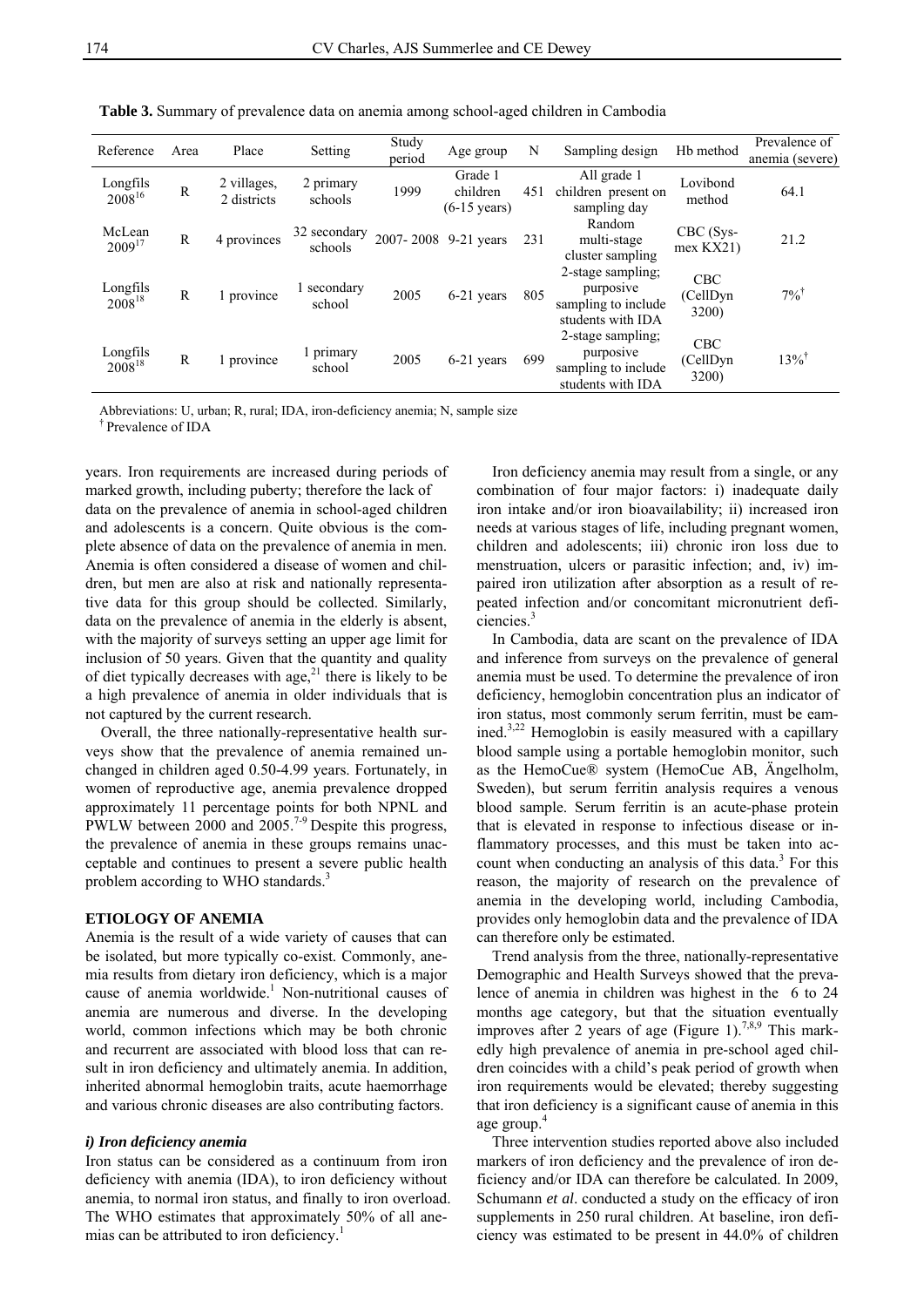**Table 3.** Summary of prevalence data on anemia among school-aged children in Cambodia

| Reference | Area | Place | Setting | Study period | Age group | N | Sampling design | Hb method | Prevalence of anemia (severe) |
|---|---|---|---|---|---|---|---|---|---|
| Longfils 2008[16] | R | 2 villages, 2 districts | 2 primary schools | 1999 | Grade 1 children (6-15 years) | 451 | All grade 1 children present on sampling day | Lovibond method | 64.1 |
| McLean 2009[17] | R | 4 provinces | 32 secondary schools | 2007- 2008 | 9-21 years | 231 | Random multi-stage cluster sampling | CBC (Sysmex KX21) | 21.2 |
| Longfils 2008[18] | R | 1 province | 1 secondary school | 2005 | 6-21 years | 805 | 2-stage sampling; purposive sampling to include students with IDA | CBC (CellDyn 3200) | 7%[†] |
| Longfils 2008[18] | R | 1 province | 1 primary school | 2005 | 6-21 years | 699 | 2-stage sampling; purposive sampling to include students with IDA | CBC (CellDyn 3200) | 13%[†] |

Abbreviations: U, urban; R, rural; IDA, iron-deficiency anemia; N, sample size
[†] Prevalence of IDA

years. Iron requirements are increased during periods of marked growth, including puberty; therefore the lack of data on the prevalence of anemia in school-aged children and adolescents is a concern. Quite obvious is the complete absence of data on the prevalence of anemia in men. Anemia is often considered a disease of women and children, but men are also at risk and nationally representative data for this group should be collected. Similarly, data on the prevalence of anemia in the elderly is absent, with the majority of surveys setting an upper age limit for inclusion of 50 years. Given that the quantity and quality of diet typically decreases with age,[21] there is likely to be a high prevalence of anemia in older individuals that is not captured by the current research.

Overall, the three nationally-representative health surveys show that the prevalence of anemia remained unchanged in children aged 0.50-4.99 years. Fortunately, in women of reproductive age, anemia prevalence dropped approximately 11 percentage points for both NPNL and PWLW between 2000 and 2005.[7-9] Despite this progress, the prevalence of anemia in these groups remains unacceptable and continues to present a severe public health problem according to WHO standards.[3]

## ETIOLOGY OF ANEMIA

Anemia is the result of a wide variety of causes that can be isolated, but more typically co-exist. Commonly, anemia results from dietary iron deficiency, which is a major cause of anemia worldwide.[1] Non-nutritional causes of anemia are numerous and diverse. In the developing world, common infections which may be both chronic and recurrent are associated with blood loss that can result in iron deficiency and ultimately anemia. In addition, inherited abnormal hemoglobin traits, acute haemorrhage and various chronic diseases are also contributing factors.

### *i) Iron deficiency anemia*

Iron status can be considered as a continuum from iron deficiency with anemia (IDA), to iron deficiency without anemia, to normal iron status, and finally to iron overload. The WHO estimates that approximately 50% of all anemias can be attributed to iron deficiency.[1]

Iron deficiency anemia may result from a single, or any combination of four major factors: i) inadequate daily iron intake and/or iron bioavailability; ii) increased iron needs at various stages of life, including pregnant women, children and adolescents; iii) chronic iron loss due to menstruation, ulcers or parasitic infection; and, iv) impaired iron utilization after absorption as a result of repeated infection and/or concomitant micronutrient deficiencies.[3]

In Cambodia, data are scant on the prevalence of IDA and inference from surveys on the prevalence of general anemia must be used. To determine the prevalence of iron deficiency, hemoglobin concentration plus an indicator of iron status, most commonly serum ferritin, must be examined.[3,22] Hemoglobin is easily measured with a capillary blood sample using a portable hemoglobin monitor, such as the HemoCue® system (HemoCue AB, Ängelholm, Sweden), but serum ferritin analysis requires a venous blood sample. Serum ferritin is an acute-phase protein that is elevated in response to infectious disease or inflammatory processes, and this must be taken into account when conducting an analysis of this data.[3] For this reason, the majority of research on the prevalence of anemia in the developing world, including Cambodia, provides only hemoglobin data and the prevalence of IDA can therefore only be estimated.

Trend analysis from the three, nationally-representative Demographic and Health Surveys showed that the prevalence of anemia in children was highest in the 6 to 24 months age category, but that the situation eventually improves after 2 years of age (Figure 1).[7,8,9] This markedly high prevalence of anemia in pre-school aged children coincides with a child's peak period of growth when iron requirements would be elevated; thereby suggesting that iron deficiency is a significant cause of anemia in this age group.[4]

Three intervention studies reported above also included markers of iron deficiency and the prevalence of iron deficiency and/or IDA can therefore be calculated. In 2009, Schumann *et al*. conducted a study on the efficacy of iron supplements in 250 rural children. At baseline, iron deficiency was estimated to be present in 44.0% of children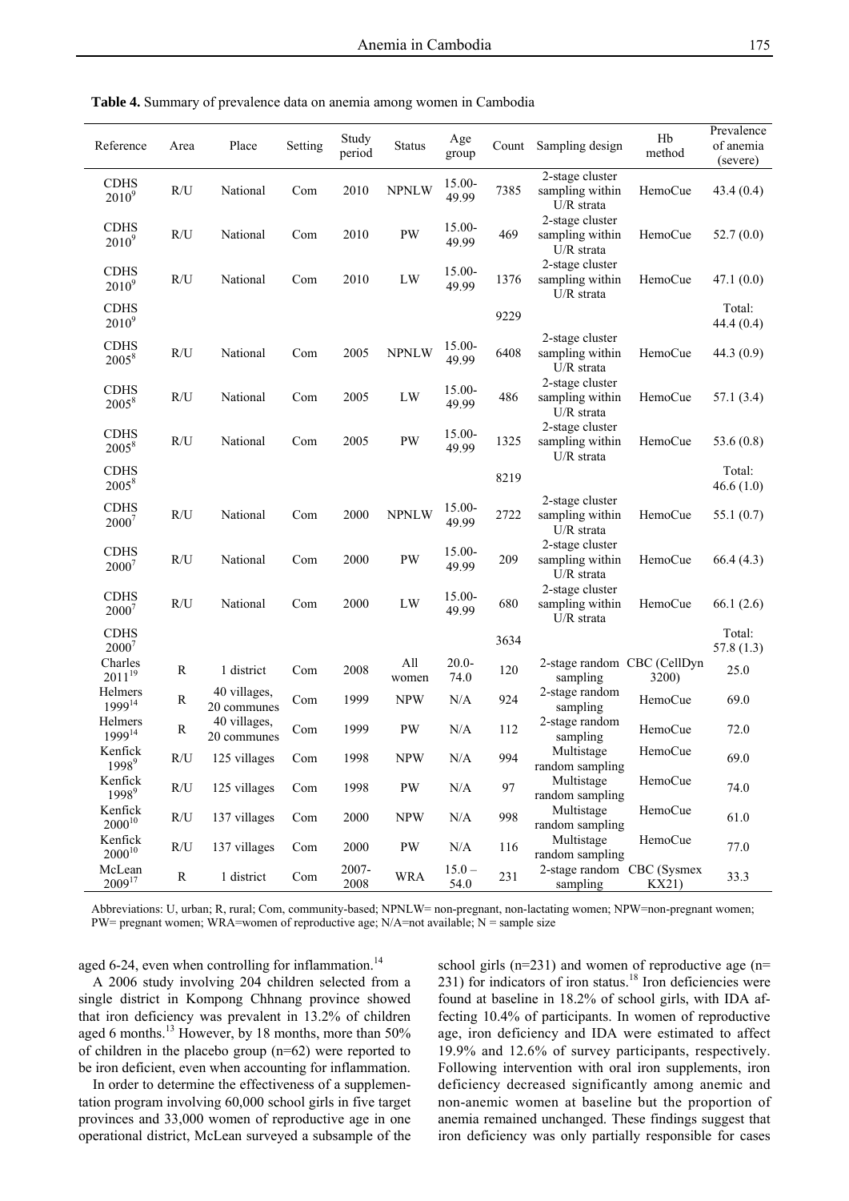**Table 4.** Summary of prevalence data on anemia among women in Cambodia

| Reference | Area | Place | Setting | Study period | Status | Age group | Count | Sampling design | Hb method | Prevalence of anemia (severe) |
|---|---|---|---|---|---|---|---|---|---|---|
| CDHS 2010[9] | R/U | National | Com | 2010 | NPNLW | 15.00-49.99 | 7385 | 2-stage cluster sampling within U/R strata | HemoCue | 43.4 (0.4) |
| CDHS 2010[9] | R/U | National | Com | 2010 | PW | 15.00-49.99 | 469 | 2-stage cluster sampling within U/R strata | HemoCue | 52.7 (0.0) |
| CDHS 2010[9] | R/U | National | Com | 2010 | LW | 15.00-49.99 | 1376 | 2-stage cluster sampling within U/R strata | HemoCue | 47.1 (0.0) |
| CDHS 2010[9] | | | | | | | 9229 | | | Total: 44.4 (0.4) |
| CDHS 2005[8] | R/U | National | Com | 2005 | NPNLW | 15.00-49.99 | 6408 | 2-stage cluster sampling within U/R strata | HemoCue | 44.3 (0.9) |
| CDHS 2005[8] | R/U | National | Com | 2005 | LW | 15.00-49.99 | 486 | 2-stage cluster sampling within U/R strata | HemoCue | 57.1 (3.4) |
| CDHS 2005[8] | R/U | National | Com | 2005 | PW | 15.00-49.99 | 1325 | 2-stage cluster sampling within U/R strata | HemoCue | 53.6 (0.8) |
| CDHS 2005[8] | | | | | | | 8219 | | | Total: 46.6 (1.0) |
| CDHS 2000[7] | R/U | National | Com | 2000 | NPNLW | 15.00-49.99 | 2722 | 2-stage cluster sampling within U/R strata | HemoCue | 55.1 (0.7) |
| CDHS 2000[7] | R/U | National | Com | 2000 | PW | 15.00-49.99 | 209 | 2-stage cluster sampling within U/R strata | HemoCue | 66.4 (4.3) |
| CDHS 2000[7] | R/U | National | Com | 2000 | LW | 15.00-49.99 | 680 | 2-stage cluster sampling within U/R strata | HemoCue | 66.1 (2.6) |
| CDHS 2000[7] | | | | | | | 3634 | | | Total: 57.8 (1.3) |
| Charles 2011[19] | R | 1 district | Com | 2008 | All women | 20.0-74.0 | 120 | 2-stage random sampling | CBC (CellDyn 3200) | 25.0 |
| Helmers 1999[14] | R | 40 villages, 20 communes | Com | 1999 | NPW | N/A | 924 | 2-stage random sampling | HemoCue | 69.0 |
| Helmers 1999[14] | R | 40 villages, 20 communes | Com | 1999 | PW | N/A | 112 | 2-stage random sampling | HemoCue | 72.0 |
| Kenfick 1998[9] | R/U | 125 villages | Com | 1998 | NPW | N/A | 994 | Multistage random sampling | HemoCue | 69.0 |
| Kenfick 1998[9] | R/U | 125 villages | Com | 1998 | PW | N/A | 97 | Multistage random sampling | HemoCue | 74.0 |
| Kenfick 2000[10] | R/U | 137 villages | Com | 2000 | NPW | N/A | 998 | Multistage random sampling | HemoCue | 61.0 |
| Kenfick 2000[10] | R/U | 137 villages | Com | 2000 | PW | N/A | 116 | Multistage random sampling | HemoCue | 77.0 |
| McLean 2009[17] | R | 1 district | Com | 2007-2008 | WRA | 15.0 – 54.0 | 231 | 2-stage random sampling | CBC (Sysmex KX21) | 33.3 |

Abbreviations: U, urban; R, rural; Com, community-based; NPNLW= non-pregnant, non-lactating women; NPW=non-pregnant women; PW= pregnant women; WRA=women of reproductive age; N/A=not available; N = sample size

aged 6-24, even when controlling for inflammation.[14]

A 2006 study involving 204 children selected from a single district in Kompong Chhnang province showed that iron deficiency was prevalent in 13.2% of children aged 6 months.[13] However, by 18 months, more than 50% of children in the placebo group (n=62) were reported to be iron deficient, even when accounting for inflammation.

In order to determine the effectiveness of a supplementation program involving 60,000 school girls in five target provinces and 33,000 women of reproductive age in one operational district, McLean surveyed a subsample of the school girls (n=231) and women of reproductive age (n= 231) for indicators of iron status.[18] Iron deficiencies were found at baseline in 18.2% of school girls, with IDA affecting 10.4% of participants. In women of reproductive age, iron deficiency and IDA were estimated to affect 19.9% and 12.6% of survey participants, respectively. Following intervention with oral iron supplements, iron deficiency decreased significantly among anemic and non-anemic women at baseline but the proportion of anemia remained unchanged. These findings suggest that iron deficiency was only partially responsible for cases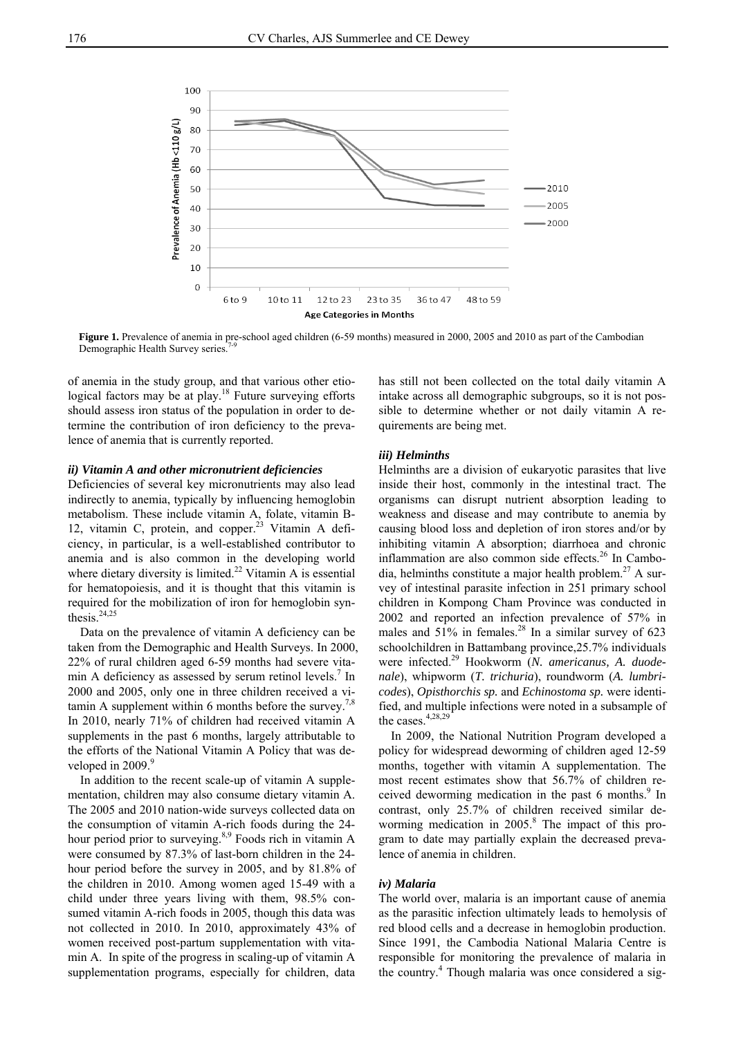**Figure 1.** Prevalence of anemia in pre-school aged children (6-59 months) measured in 2000, 2005 and 2010 as part of the Cambodian Demographic Health Survey series.[7-9]

of anemia in the study group, and that various other etiological factors may be at play.[18] Future surveying efforts should assess iron status of the population in order to determine the contribution of iron deficiency to the prevalence of anemia that is currently reported.

#### *ii) Vitamin A and other micronutrient deficiencies*

Deficiencies of several key micronutrients may also lead indirectly to anemia, typically by influencing hemoglobin metabolism. These include vitamin A, folate, vitamin B-12, vitamin C, protein, and copper.[23] Vitamin A deficiency, in particular, is a well-established contributor to anemia and is also common in the developing world where dietary diversity is limited.[22] Vitamin A is essential for hematopoiesis, and it is thought that this vitamin is required for the mobilization of iron for hemoglobin synthesis.[24,25]

Data on the prevalence of vitamin A deficiency can be taken from the Demographic and Health Surveys. In 2000, 22% of rural children aged 6-59 months had severe vitamin A deficiency as assessed by serum retinol levels.[7] In 2000 and 2005, only one in three children received a vitamin A supplement within 6 months before the survey.[7,8] In 2010, nearly 71% of children had received vitamin A supplements in the past 6 months, largely attributable to the efforts of the National Vitamin A Policy that was developed in 2009.[9]

In addition to the recent scale-up of vitamin A supplementation, children may also consume dietary vitamin A. The 2005 and 2010 nation-wide surveys collected data on the consumption of vitamin A-rich foods during the 24-hour period prior to surveying.[8,9] Foods rich in vitamin A were consumed by 87.3% of last-born children in the 24-hour period before the survey in 2005, and by 81.8% of the children in 2010. Among women aged 15-49 with a child under three years living with them, 98.5% consumed vitamin A-rich foods in 2005, though this data was not collected in 2010. In 2010, approximately 43% of women received post-partum supplementation with vitamin A. In spite of the progress in scaling-up of vitamin A supplementation programs, especially for children, data has still not been collected on the total daily vitamin A intake across all demographic subgroups, so it is not possible to determine whether or not daily vitamin A requirements are being met.

#### *iii) Helminths*

Helminths are a division of eukaryotic parasites that live inside their host, commonly in the intestinal tract. The organisms can disrupt nutrient absorption leading to weakness and disease and may contribute to anemia by causing blood loss and depletion of iron stores and/or by inhibiting vitamin A absorption; diarrhoea and chronic inflammation are also common side effects.[26] In Cambodia, helminths constitute a major health problem.[27] A survey of intestinal parasite infection in 251 primary school children in Kompong Cham Province was conducted in 2002 and reported an infection prevalence of 57% in males and 51% in females.[28] In a similar survey of 623 schoolchildren in Battambang province,25.7% individuals were infected.[29] Hookworm (*N. americanus, A. duodenale*), whipworm (*T. trichuria*), roundworm (*A. lumbricodes*), *Opisthorchis sp.* and *Echinostoma sp.* were identified, and multiple infections were noted in a subsample of the cases.[4,28,29]

In 2009, the National Nutrition Program developed a policy for widespread deworming of children aged 12-59 months, together with vitamin A supplementation. The most recent estimates show that 56.7% of children received deworming medication in the past 6 months.[9] In contrast, only 25.7% of children received similar deworming medication in 2005.[8] The impact of this program to date may partially explain the decreased prevalence of anemia in children.

#### *iv) Malaria*

The world over, malaria is an important cause of anemia as the parasitic infection ultimately leads to hemolysis of red blood cells and a decrease in hemoglobin production. Since 1991, the Cambodia National Malaria Centre is responsible for monitoring the prevalence of malaria in the country.[4] Though malaria was once considered a sig-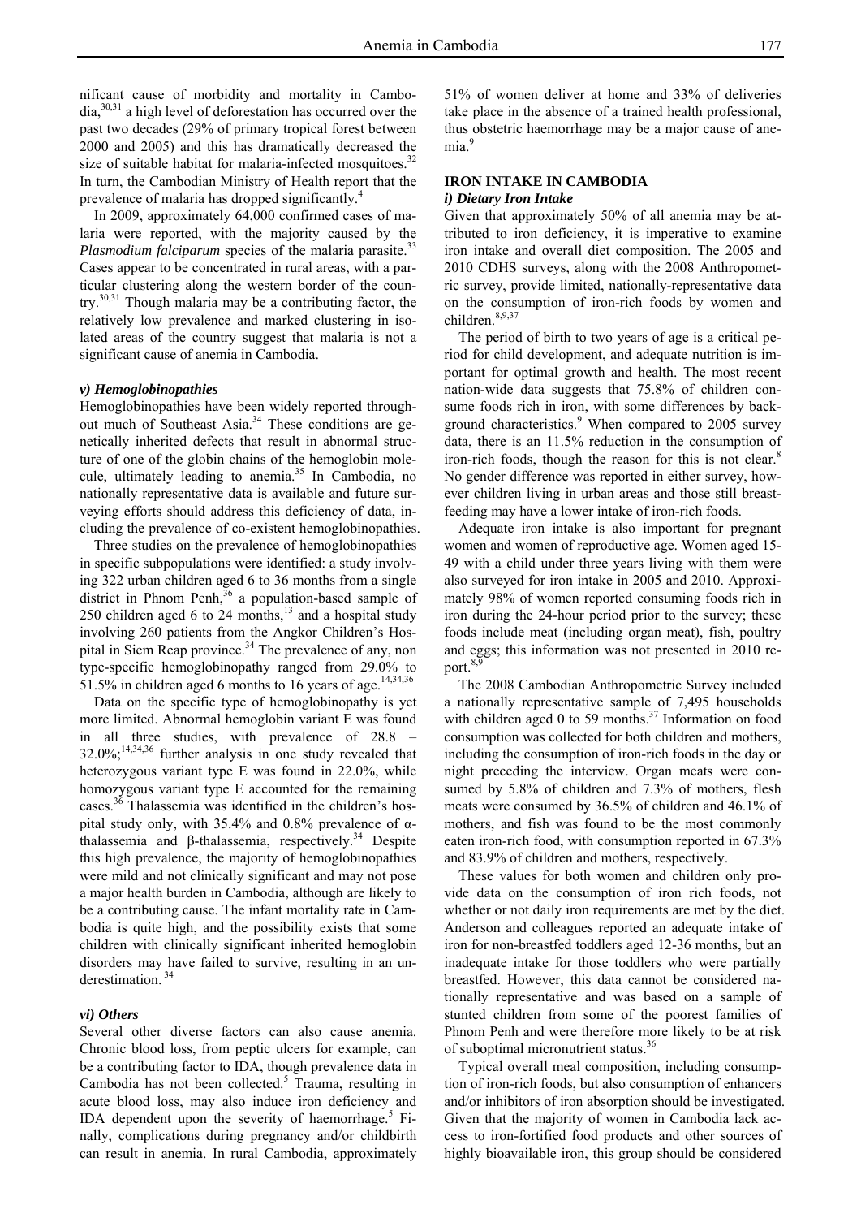nificant cause of morbidity and mortality in Cambodia,[30,31] a high level of deforestation has occurred over the past two decades (29% of primary tropical forest between 2000 and 2005) and this has dramatically decreased the size of suitable habitat for malaria-infected mosquitoes.[32] In turn, the Cambodian Ministry of Health report that the prevalence of malaria has dropped significantly.[4]

In 2009, approximately 64,000 confirmed cases of malaria were reported, with the majority caused by the *Plasmodium falciparum* species of the malaria parasite.[33] Cases appear to be concentrated in rural areas, with a particular clustering along the western border of the country.[30,31] Though malaria may be a contributing factor, the relatively low prevalence and marked clustering in isolated areas of the country suggest that malaria is not a significant cause of anemia in Cambodia.

### *v) Hemoglobinopathies*

Hemoglobinopathies have been widely reported throughout much of Southeast Asia.[34] These conditions are genetically inherited defects that result in abnormal structure of one of the globin chains of the hemoglobin molecule, ultimately leading to anemia.[35] In Cambodia, no nationally representative data is available and future surveying efforts should address this deficiency of data, including the prevalence of co-existent hemoglobinopathies.

Three studies on the prevalence of hemoglobinopathies in specific subpopulations were identified: a study involving 322 urban children aged 6 to 36 months from a single district in Phnom Penh,[36] a population-based sample of 250 children aged 6 to 24 months,[13] and a hospital study involving 260 patients from the Angkor Children's Hospital in Siem Reap province.[34] The prevalence of any, non type-specific hemoglobinopathy ranged from 29.0% to 51.5% in children aged 6 months to 16 years of age.[14,34,36]

Data on the specific type of hemoglobinopathy is yet more limited. Abnormal hemoglobin variant E was found in all three studies, with prevalence of 28.8 – 32.0%;[14,34,36] further analysis in one study revealed that heterozygous variant type E was found in 22.0%, while homozygous variant type E accounted for the remaining cases.[36] Thalassemia was identified in the children's hospital study only, with 35.4% and 0.8% prevalence of α-thalassemia and β-thalassemia, respectively.[34] Despite this high prevalence, the majority of hemoglobinopathies were mild and not clinically significant and may not pose a major health burden in Cambodia, although are likely to be a contributing cause. The infant mortality rate in Cambodia is quite high, and the possibility exists that some children with clinically significant inherited hemoglobin disorders may have failed to survive, resulting in an underestimation.[34]

### *vi) Others*

Several other diverse factors can also cause anemia. Chronic blood loss, from peptic ulcers for example, can be a contributing factor to IDA, though prevalence data in Cambodia has not been collected.[5] Trauma, resulting in acute blood loss, may also induce iron deficiency and IDA dependent upon the severity of haemorrhage.[5] Finally, complications during pregnancy and/or childbirth can result in anemia. In rural Cambodia, approximately 51% of women deliver at home and 33% of deliveries take place in the absence of a trained health professional, thus obstetric haemorrhage may be a major cause of anemia.[9]

## IRON INTAKE IN CAMBODIA

### *i) Dietary Iron Intake*

Given that approximately 50% of all anemia may be attributed to iron deficiency, it is imperative to examine iron intake and overall diet composition. The 2005 and 2010 CDHS surveys, along with the 2008 Anthropometric survey, provide limited, nationally-representative data on the consumption of iron-rich foods by women and children.[8,9,37]

The period of birth to two years of age is a critical period for child development, and adequate nutrition is important for optimal growth and health. The most recent nation-wide data suggests that 75.8% of children consume foods rich in iron, with some differences by background characteristics.[9] When compared to 2005 survey data, there is an 11.5% reduction in the consumption of iron-rich foods, though the reason for this is not clear.[8] No gender difference was reported in either survey, however children living in urban areas and those still breastfeeding may have a lower intake of iron-rich foods.

Adequate iron intake is also important for pregnant women and women of reproductive age. Women aged 15-49 with a child under three years living with them were also surveyed for iron intake in 2005 and 2010. Approximately 98% of women reported consuming foods rich in iron during the 24-hour period prior to the survey; these foods include meat (including organ meat), fish, poultry and eggs; this information was not presented in 2010 report.[8,9]

The 2008 Cambodian Anthropometric Survey included a nationally representative sample of 7,495 households with children aged 0 to 59 months.[37] Information on food consumption was collected for both children and mothers, including the consumption of iron-rich foods in the day or night preceding the interview. Organ meats were consumed by 5.8% of children and 7.3% of mothers, flesh meats were consumed by 36.5% of children and 46.1% of mothers, and fish was found to be the most commonly eaten iron-rich food, with consumption reported in 67.3% and 83.9% of children and mothers, respectively.

These values for both women and children only provide data on the consumption of iron rich foods, not whether or not daily iron requirements are met by the diet. Anderson and colleagues reported an adequate intake of iron for non-breastfed toddlers aged 12-36 months, but an inadequate intake for those toddlers who were partially breastfed. However, this data cannot be considered nationally representative and was based on a sample of stunted children from some of the poorest families of Phnom Penh and were therefore more likely to be at risk of suboptimal micronutrient status.[36]

Typical overall meal composition, including consumption of iron-rich foods, but also consumption of enhancers and/or inhibitors of iron absorption should be investigated. Given that the majority of women in Cambodia lack access to iron-fortified food products and other sources of highly bioavailable iron, this group should be considered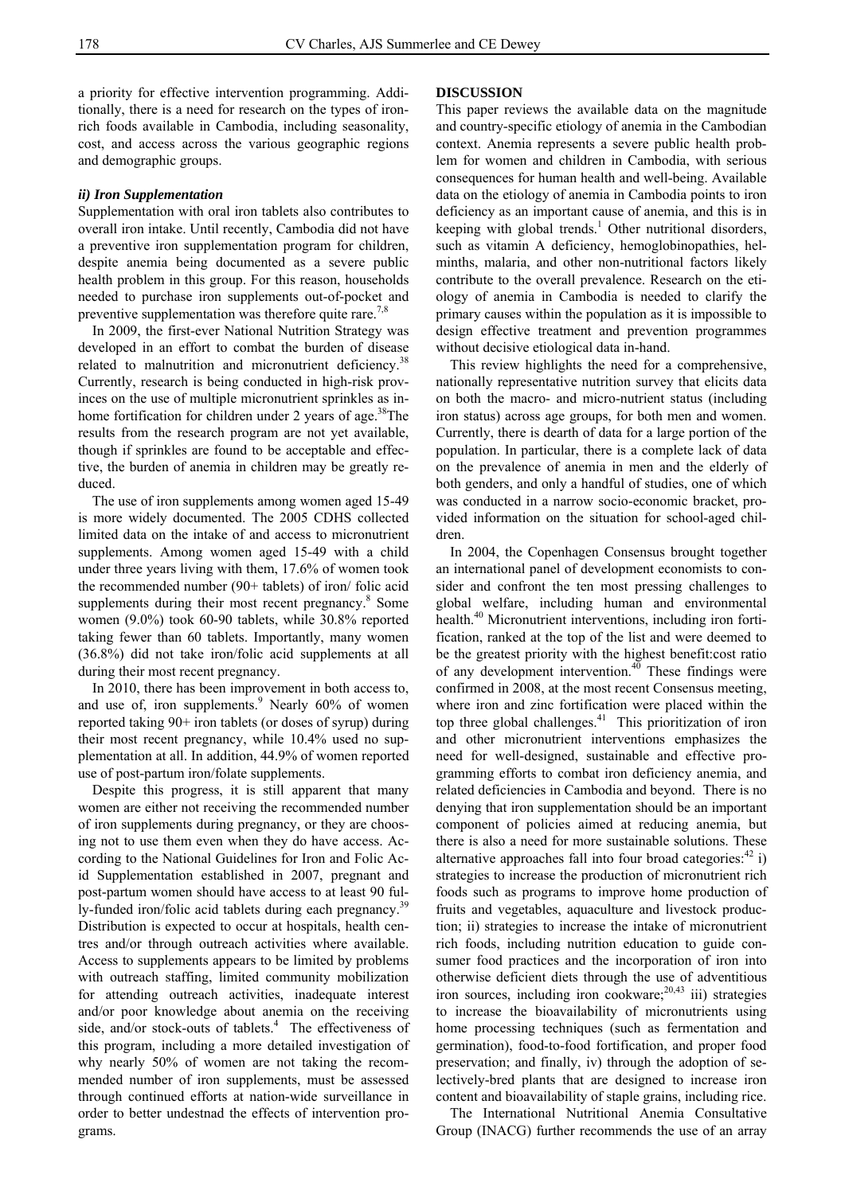a priority for effective intervention programming. Additionally, there is a need for research on the types of iron-rich foods available in Cambodia, including seasonality, cost, and access across the various geographic regions and demographic groups.

#### *ii) Iron Supplementation*

Supplementation with oral iron tablets also contributes to overall iron intake. Until recently, Cambodia did not have a preventive iron supplementation program for children, despite anemia being documented as a severe public health problem in this group. For this reason, households needed to purchase iron supplements out-of-pocket and preventive supplementation was therefore quite rare.[7,8]

In 2009, the first-ever National Nutrition Strategy was developed in an effort to combat the burden of disease related to malnutrition and micronutrient deficiency.[38] Currently, research is being conducted in high-risk provinces on the use of multiple micronutrient sprinkles as in-home fortification for children under 2 years of age.[38] The results from the research program are not yet available, though if sprinkles are found to be acceptable and effective, the burden of anemia in children may be greatly reduced.

The use of iron supplements among women aged 15-49 is more widely documented. The 2005 CDHS collected limited data on the intake of and access to micronutrient supplements. Among women aged 15-49 with a child under three years living with them, 17.6% of women took the recommended number (90+ tablets) of iron/ folic acid supplements during their most recent pregnancy.[8] Some women (9.0%) took 60-90 tablets, while 30.8% reported taking fewer than 60 tablets. Importantly, many women (36.8%) did not take iron/folic acid supplements at all during their most recent pregnancy.

In 2010, there has been improvement in both access to, and use of, iron supplements.[9] Nearly 60% of women reported taking 90+ iron tablets (or doses of syrup) during their most recent pregnancy, while 10.4% used no supplementation at all. In addition, 44.9% of women reported use of post-partum iron/folate supplements.

Despite this progress, it is still apparent that many women are either not receiving the recommended number of iron supplements during pregnancy, or they are choosing not to use them even when they do have access. According to the National Guidelines for Iron and Folic Acid Supplementation established in 2007, pregnant and post-partum women should have access to at least 90 fully-funded iron/folic acid tablets during each pregnancy.[39] Distribution is expected to occur at hospitals, health centres and/or through outreach activities where available. Access to supplements appears to be limited by problems with outreach staffing, limited community mobilization for attending outreach activities, inadequate interest and/or poor knowledge about anemia on the receiving side, and/or stock-outs of tablets.[4] The effectiveness of this program, including a more detailed investigation of why nearly 50% of women are not taking the recommended number of iron supplements, must be assessed through continued efforts at nation-wide surveillance in order to better undestnad the effects of intervention programs.

## DISCUSSION

This paper reviews the available data on the magnitude and country-specific etiology of anemia in the Cambodian context. Anemia represents a severe public health problem for women and children in Cambodia, with serious consequences for human health and well-being. Available data on the etiology of anemia in Cambodia points to iron deficiency as an important cause of anemia, and this is in keeping with global trends.[1] Other nutritional disorders, such as vitamin A deficiency, hemoglobinopathies, helminths, malaria, and other non-nutritional factors likely contribute to the overall prevalence. Research on the etiology of anemia in Cambodia is needed to clarify the primary causes within the population as it is impossible to design effective treatment and prevention programmes without decisive etiological data in-hand.

This review highlights the need for a comprehensive, nationally representative nutrition survey that elicits data on both the macro- and micro-nutrient status (including iron status) across age groups, for both men and women. Currently, there is dearth of data for a large portion of the population. In particular, there is a complete lack of data on the prevalence of anemia in men and the elderly of both genders, and only a handful of studies, one of which was conducted in a narrow socio-economic bracket, provided information on the situation for school-aged children.

In 2004, the Copenhagen Consensus brought together an international panel of development economists to consider and confront the ten most pressing challenges to global welfare, including human and environmental health.[40] Micronutrient interventions, including iron fortification, ranked at the top of the list and were deemed to be the greatest priority with the highest benefit:cost ratio of any development intervention.[40] These findings were confirmed in 2008, at the most recent Consensus meeting, where iron and zinc fortification were placed within the top three global challenges.[41] This prioritization of iron and other micronutrient interventions emphasizes the need for well-designed, sustainable and effective programming efforts to combat iron deficiency anemia, and related deficiencies in Cambodia and beyond. There is no denying that iron supplementation should be an important component of policies aimed at reducing anemia, but there is also a need for more sustainable solutions. These alternative approaches fall into four broad categories:[42] i) strategies to increase the production of micronutrient rich foods such as programs to improve home production of fruits and vegetables, aquaculture and livestock production; ii) strategies to increase the intake of micronutrient rich foods, including nutrition education to guide consumer food practices and the incorporation of iron into otherwise deficient diets through the use of adventitious iron sources, including iron cookware;[20,43] iii) strategies to increase the bioavailability of micronutrients using home processing techniques (such as fermentation and germination), food-to-food fortification, and proper food preservation; and finally, iv) through the adoption of selectively-bred plants that are designed to increase iron content and bioavailability of staple grains, including rice.

The International Nutritional Anemia Consultative Group (INACG) further recommends the use of an array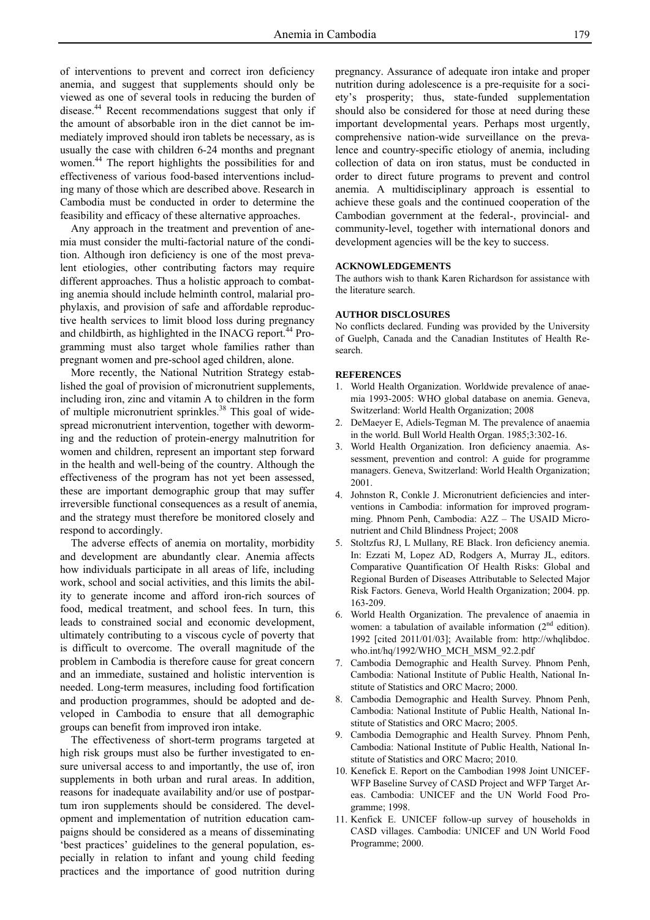of interventions to prevent and correct iron deficiency anemia, and suggest that supplements should only be viewed as one of several tools in reducing the burden of disease.[44] Recent recommendations suggest that only if the amount of absorbable iron in the diet cannot be immediately improved should iron tablets be necessary, as is usually the case with children 6-24 months and pregnant women.[44] The report highlights the possibilities for and effectiveness of various food-based interventions including many of those which are described above. Research in Cambodia must be conducted in order to determine the feasibility and efficacy of these alternative approaches.

Any approach in the treatment and prevention of anemia must consider the multi-factorial nature of the condition. Although iron deficiency is one of the most prevalent etiologies, other contributing factors may require different approaches. Thus a holistic approach to combating anemia should include helminth control, malarial prophylaxis, and provision of safe and affordable reproductive health services to limit blood loss during pregnancy and childbirth, as highlighted in the INACG report.[44] Programming must also target whole families rather than pregnant women and pre-school aged children, alone.

More recently, the National Nutrition Strategy established the goal of provision of micronutrient supplements, including iron, zinc and vitamin A to children in the form of multiple micronutrient sprinkles.[38] This goal of widespread micronutrient intervention, together with deworming and the reduction of protein-energy malnutrition for women and children, represent an important step forward in the health and well-being of the country. Although the effectiveness of the program has not yet been assessed, these are important demographic group that may suffer irreversible functional consequences as a result of anemia, and the strategy must therefore be monitored closely and respond to accordingly.

The adverse effects of anemia on mortality, morbidity and development are abundantly clear. Anemia affects how individuals participate in all areas of life, including work, school and social activities, and this limits the ability to generate income and afford iron-rich sources of food, medical treatment, and school fees. In turn, this leads to constrained social and economic development, ultimately contributing to a viscous cycle of poverty that is difficult to overcome. The overall magnitude of the problem in Cambodia is therefore cause for great concern and an immediate, sustained and holistic intervention is needed. Long-term measures, including food fortification and production programmes, should be adopted and developed in Cambodia to ensure that all demographic groups can benefit from improved iron intake.

The effectiveness of short-term programs targeted at high risk groups must also be further investigated to ensure universal access to and importantly, the use of, iron supplements in both urban and rural areas. In addition, reasons for inadequate availability and/or use of postpartum iron supplements should be considered. The development and implementation of nutrition education campaigns should be considered as a means of disseminating 'best practices' guidelines to the general population, especially in relation to infant and young child feeding practices and the importance of good nutrition during pregnancy. Assurance of adequate iron intake and proper nutrition during adolescence is a pre-requisite for a society's prosperity; thus, state-funded supplementation should also be considered for those at need during these important developmental years. Perhaps most urgently, comprehensive nation-wide surveillance on the prevalence and country-specific etiology of anemia, including collection of data on iron status, must be conducted in order to direct future programs to prevent and control anemia. A multidisciplinary approach is essential to achieve these goals and the continued cooperation of the Cambodian government at the federal-, provincial- and community-level, together with international donors and development agencies will be the key to success.

### ACKNOWLEDGEMENTS

The authors wish to thank Karen Richardson for assistance with the literature search.

### AUTHOR DISCLOSURES

No conflicts declared. Funding was provided by the University of Guelph, Canada and the Canadian Institutes of Health Research.

### REFERENCES

1. World Health Organization. Worldwide prevalence of anaemia 1993-2005: WHO global database on anemia. Geneva, Switzerland: World Health Organization; 2008
2. DeMaeyer E, Adiels-Tegman M. The prevalence of anaemia in the world. Bull World Health Organ. 1985;3:302-16.
3. World Health Organization. Iron deficiency anaemia. Assessment, prevention and control: A guide for programme managers. Geneva, Switzerland: World Health Organization; 2001.
4. Johnston R, Conkle J. Micronutrient deficiencies and interventions in Cambodia: information for improved programming. Phnom Penh, Cambodia: A2Z – The USAID Micronutrient and Child Blindness Project; 2008
5. Stoltzfus RJ, L Mullany, RE Black. Iron deficiency anemia. In: Ezzati M, Lopez AD, Rodgers A, Murray JL, editors. Comparative Quantification Of Health Risks: Global and Regional Burden of Diseases Attributable to Selected Major Risk Factors. Geneva, World Health Organization; 2004. pp. 163-209.
6. World Health Organization. The prevalence of anaemia in women: a tabulation of available information (2nd edition). 1992 [cited 2011/01/03]; Available from: http://whqlibdoc.who.int/hq/1992/WHO_MCH_MSM_92.2.pdf
7. Cambodia Demographic and Health Survey. Phnom Penh, Cambodia: National Institute of Public Health, National Institute of Statistics and ORC Macro; 2000.
8. Cambodia Demographic and Health Survey. Phnom Penh, Cambodia: National Institute of Public Health, National Institute of Statistics and ORC Macro; 2005.
9. Cambodia Demographic and Health Survey. Phnom Penh, Cambodia: National Institute of Public Health, National Institute of Statistics and ORC Macro; 2010.
10. Kenefick E. Report on the Cambodian 1998 Joint UNICEF-WFP Baseline Survey of CASD Project and WFP Target Areas. Cambodia: UNICEF and the UN World Food Programme; 1998.
11. Kenfick E. UNICEF follow-up survey of households in CASD villages. Cambodia: UNICEF and UN World Food Programme; 2000.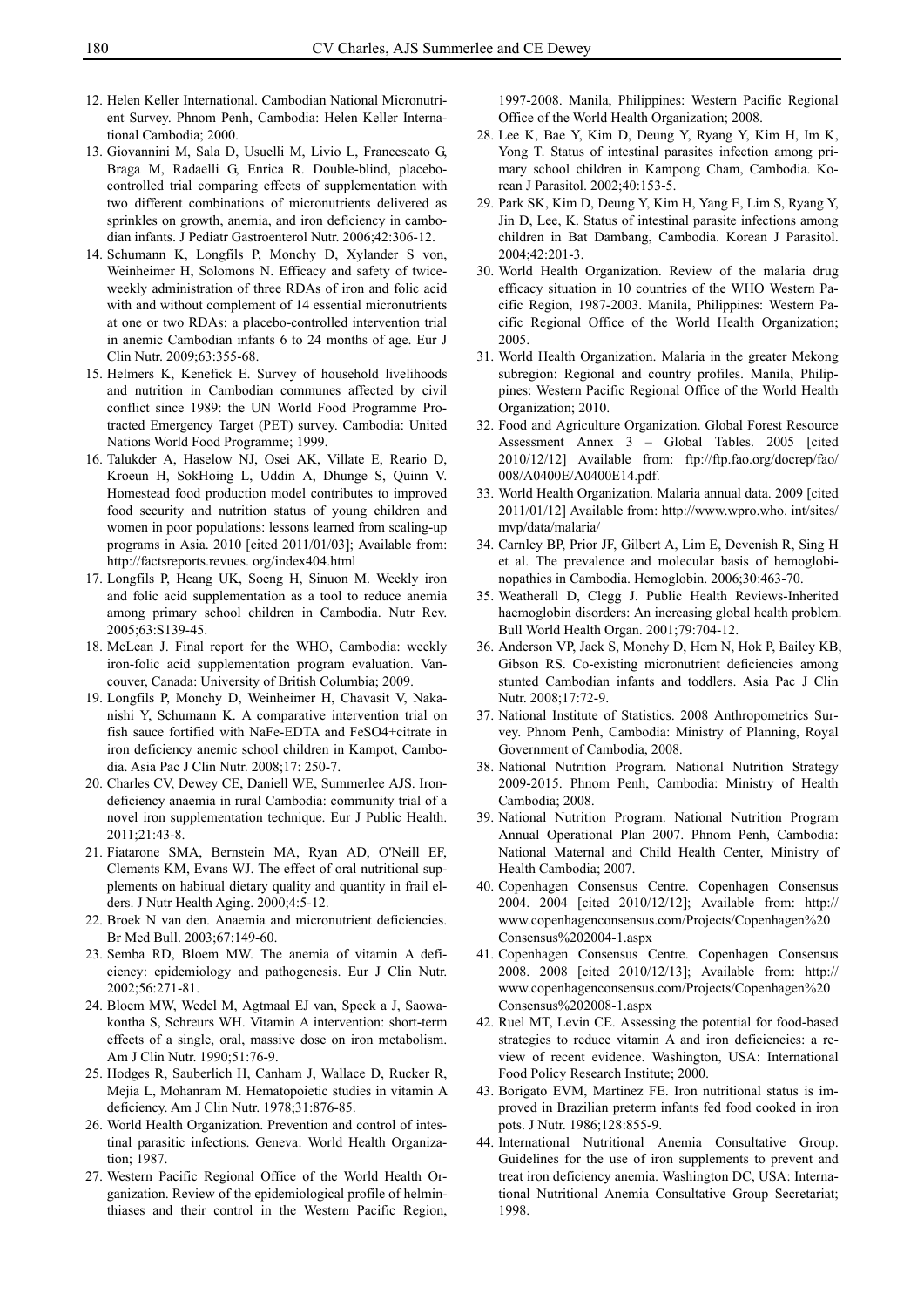12. Helen Keller International. Cambodian National Micronutrient Survey. Phnom Penh, Cambodia: Helen Keller International Cambodia; 2000.
13. Giovannini M, Sala D, Usuelli M, Livio L, Francescato G, Braga M, Radaelli G, Enrica R. Double-blind, placebo-controlled trial comparing effects of supplementation with two different combinations of micronutrients delivered as sprinkles on growth, anemia, and iron deficiency in cambodian infants. J Pediatr Gastroenterol Nutr. 2006;42:306-12.
14. Schumann K, Longfils P, Monchy D, Xylander S von, Weinheimer H, Solomons N. Efficacy and safety of twice-weekly administration of three RDAs of iron and folic acid with and without complement of 14 essential micronutrients at one or two RDAs: a placebo-controlled intervention trial in anemic Cambodian infants 6 to 24 months of age. Eur J Clin Nutr. 2009;63:355-68.
15. Helmers K, Kenefick E. Survey of household livelihoods and nutrition in Cambodian communes affected by civil conflict since 1989: the UN World Food Programme Protracted Emergency Target (PET) survey. Cambodia: United Nations World Food Programme; 1999.
16. Talukder A, Haselow NJ, Osei AK, Villate E, Reario D, Kroeun H, SokHoing L, Uddin A, Dhunge S, Quinn V. Homestead food production model contributes to improved food security and nutrition status of young children and women in poor populations: lessons learned from scaling-up programs in Asia. 2010 [cited 2011/01/03]; Available from: http://factsreports.revues. org/index404.html
17. Longfils P, Heang UK, Soeng H, Sinuon M. Weekly iron and folic acid supplementation as a tool to reduce anemia among primary school children in Cambodia. Nutr Rev. 2005;63:S139-45.
18. McLean J. Final report for the WHO, Cambodia: weekly iron-folic acid supplementation program evaluation. Vancouver, Canada: University of British Columbia; 2009.
19. Longfils P, Monchy D, Weinheimer H, Chavasit V, Nakanishi Y, Schumann K. A comparative intervention trial on fish sauce fortified with NaFe-EDTA and FeSO4+citrate in iron deficiency anemic school children in Kampot, Cambodia. Asia Pac J Clin Nutr. 2008;17: 250-7.
20. Charles CV, Dewey CE, Daniell WE, Summerlee AJS. Iron-deficiency anaemia in rural Cambodia: community trial of a novel iron supplementation technique. Eur J Public Health. 2011;21:43-8.
21. Fiatarone SMA, Bernstein MA, Ryan AD, O'Neill EF, Clements KM, Evans WJ. The effect of oral nutritional supplements on habitual dietary quality and quantity in frail elders. J Nutr Health Aging. 2000;4:5-12.
22. Broek N van den. Anaemia and micronutrient deficiencies. Br Med Bull. 2003;67:149-60.
23. Semba RD, Bloem MW. The anemia of vitamin A deficiency: epidemiology and pathogenesis. Eur J Clin Nutr. 2002;56:271-81.
24. Bloem MW, Wedel M, Agtmaal EJ van, Speek a J, Saowakontha S, Schreurs WH. Vitamin A intervention: short-term effects of a single, oral, massive dose on iron metabolism. Am J Clin Nutr. 1990;51:76-9.
25. Hodges R, Sauberlich H, Canham J, Wallace D, Rucker R, Mejia L, Mohanram M. Hematopoietic studies in vitamin A deficiency. Am J Clin Nutr. 1978;31:876-85.
26. World Health Organization. Prevention and control of intestinal parasitic infections. Geneva: World Health Organization; 1987.
27. Western Pacific Regional Office of the World Health Organization. Review of the epidemiological profile of helminthiases and their control in the Western Pacific Region, 1997-2008. Manila, Philippines: Western Pacific Regional Office of the World Health Organization; 2008.
28. Lee K, Bae Y, Kim D, Deung Y, Ryang Y, Kim H, Im K, Yong T. Status of intestinal parasites infection among primary school children in Kampong Cham, Cambodia. Korean J Parasitol. 2002;40:153-5.
29. Park SK, Kim D, Deung Y, Kim H, Yang E, Lim S, Ryang Y, Jin D, Lee, K. Status of intestinal parasite infections among children in Bat Dambang, Cambodia. Korean J Parasitol. 2004;42:201-3.
30. World Health Organization. Review of the malaria drug efficacy situation in 10 countries of the WHO Western Pacific Region, 1987-2003. Manila, Philippines: Western Pacific Regional Office of the World Health Organization; 2005.
31. World Health Organization. Malaria in the greater Mekong subregion: Regional and country profiles. Manila, Philippines: Western Pacific Regional Office of the World Health Organization; 2010.
32. Food and Agriculture Organization. Global Forest Resource Assessment Annex 3 – Global Tables. 2005 [cited 2010/12/12] Available from: ftp://ftp.fao.org/docrep/fao/008/A0400E/A0400E14.pdf.
33. World Health Organization. Malaria annual data. 2009 [cited 2011/01/12] Available from: http://www.wpro.who. int/sites/mvp/data/malaria/
34. Carnley BP, Prior JF, Gilbert A, Lim E, Devenish R, Sing H et al. The prevalence and molecular basis of hemoglobinopathies in Cambodia. Hemoglobin. 2006;30:463-70.
35. Weatherall D, Clegg J. Public Health Reviews-Inherited haemoglobin disorders: An increasing global health problem. Bull World Health Organ. 2001;79:704-12.
36. Anderson VP, Jack S, Monchy D, Hem N, Hok P, Bailey KB, Gibson RS. Co-existing micronutrient deficiencies among stunted Cambodian infants and toddlers. Asia Pac J Clin Nutr. 2008;17:72-9.
37. National Institute of Statistics. 2008 Anthropometrics Survey. Phnom Penh, Cambodia: Ministry of Planning, Royal Government of Cambodia, 2008.
38. National Nutrition Program. National Nutrition Strategy 2009-2015. Phnom Penh, Cambodia: Ministry of Health Cambodia; 2008.
39. National Nutrition Program. National Nutrition Program Annual Operational Plan 2007. Phnom Penh, Cambodia: National Maternal and Child Health Center, Ministry of Health Cambodia; 2007.
40. Copenhagen Consensus Centre. Copenhagen Consensus 2004. 2004 [cited 2010/12/12]; Available from: http://www.copenhagenconsensus.com/Projects/Copenhagen%20Consensus%202004-1.aspx
41. Copenhagen Consensus Centre. Copenhagen Consensus 2008. 2008 [cited 2010/12/13]; Available from: http://www.copenhagenconsensus.com/Projects/Copenhagen%20Consensus%202008-1.aspx
42. Ruel MT, Levin CE. Assessing the potential for food-based strategies to reduce vitamin A and iron deficiencies: a review of recent evidence. Washington, USA: International Food Policy Research Institute; 2000.
43. Borigato EVM, Martinez FE. Iron nutritional status is improved in Brazilian preterm infants fed food cooked in iron pots. J Nutr. 1986;128:855-9.
44. International Nutritional Anemia Consultative Group. Guidelines for the use of iron supplements to prevent and treat iron deficiency anemia. Washington DC, USA: International Nutritional Anemia Consultative Group Secretariat; 1998.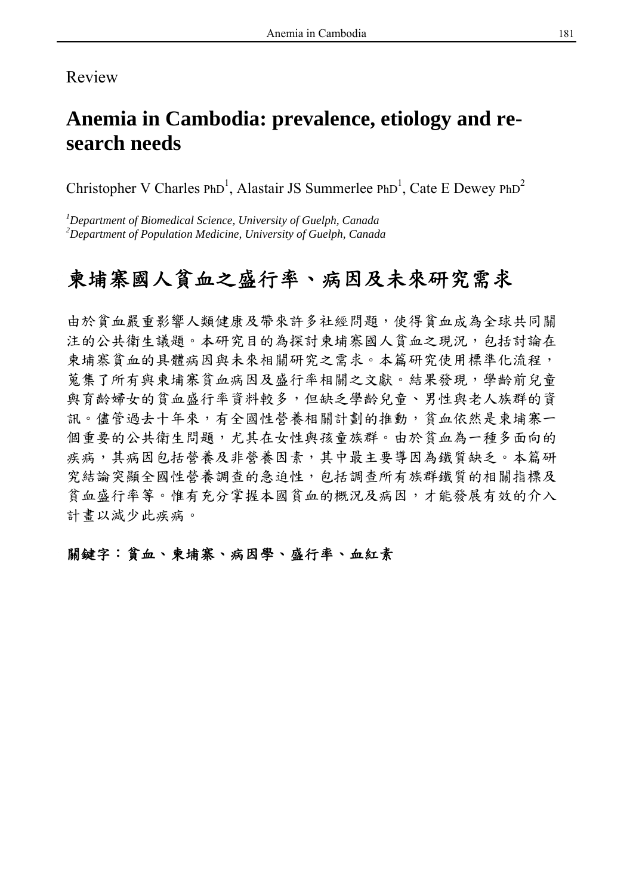Review

# Anemia in Cambodia: prevalence, etiology and research needs

Christopher V Charles PhD[1], Alastair JS Summerlee PhD[1], Cate E Dewey PhD[2]

*[1]Department of Biomedical Science, University of Guelph, Canada*
*[2]Department of Population Medicine, University of Guelph, Canada*

# 柬埔寨國人貧血之盛行率、病因及未來研究需求

由於貧血嚴重影響人類健康及帶來許多社經問題，使得貧血成為全球共同關注的公共衛生議題。本研究目的為探討柬埔寨國人貧血之現況，包括討論在柬埔寨貧血的具體病因與未來相關研究之需求。本篇研究使用標準化流程，蒐集了所有與柬埔寨貧血病因及盛行率相關之文獻。結果發現，學齡前兒童與育齡婦女的貧血盛行率資料較多，但缺乏學齡兒童、男性與老人族群的資訊。儘管過去十年來，有全國性營養相關計劃的推動，貧血依然是柬埔寨一個重要的公共衛生問題，尤其在女性與孩童族群。由於貧血為一種多面向的疾病，其病因包括營養及非營養因素，其中最主要導因為鐵質缺乏。本篇研究結論突顯全國性營養調查的急迫性，包括調查所有族群鐵質的相關指標及貧血盛行率等。惟有充分掌握本國貧血的概況及病因，才能發展有效的介入計畫以減少此疾病。

**關鍵字：貧血、柬埔寨、病因學、盛行率、血紅素**